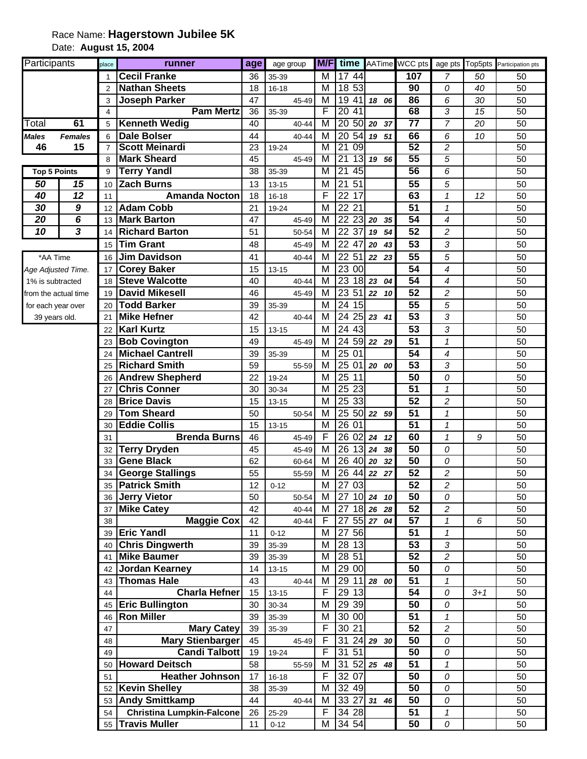Race Name: **Hagerstown Jubilee 5K**

Date: **August 15, 2004**

| Participants | | |
|---|---|---|
| Total | 61 | |
| *Males* | *Females* | |
| 46 | 15 | |

**Top 5 Points**

| | |
|---|---|
| 50 | 15 |
| 40 | 12 |
| 30 | 9 |
| 20 | 6 |
| 10 | 3 |

*AA Time
*Age Adjusted Time.*
1% is subtracted from the actual time for each year over 39 years old.

| place | runner | age | age group | M/F | time | AATime | WCC pts | age pts | Top5pts | Participation pts |
|---|---|---|---|---|---|---|---|---|---|---|
| 1 | **Cecil Franke** | 36 | 35-39 | M | 17 44 | | **107** | *7* | *50* | 50 |
| 2 | **Nathan Sheets** | 18 | 16-18 | M | 18 53 | | **90** | *0* | *40* | 50 |
| 3 | **Joseph Parker** | 47 | 45-49 | M | 19 41 | ***18 06*** | **86** | *6* | *30* | 50 |
| 4 | **Pam Mertz** | 36 | 35-39 | F | 20 41 | | **68** | *3* | *15* | 50 |
| 5 | **Kenneth Wedig** | 40 | 40-44 | M | 20 50 | ***20 37*** | **77** | *7* | *20* | 50 |
| 6 | **Dale Bolser** | 44 | 40-44 | M | 20 54 | ***19 51*** | **66** | *6* | *10* | 50 |
| 7 | **Scott Meinardi** | 23 | 19-24 | M | 21 09 | | **52** | *2* | | 50 |
| 8 | **Mark Sheard** | 45 | 45-49 | M | 21 13 | ***19 56*** | **55** | *5* | | 50 |
| 9 | **Terry Yandl** | 38 | 35-39 | M | 21 45 | | **56** | *6* | | 50 |
| 10 | **Zach Burns** | 13 | 13-15 | M | 21 51 | | **55** | *5* | | 50 |
| 11 | **Amanda Nocton** | 18 | 16-18 | F | 22 17 | | **63** | *1* | *12* | 50 |
| 12 | **Adam Cobb** | 21 | 19-24 | M | 22 21 | | **51** | *1* | | 50 |
| 13 | **Mark Barton** | 47 | 45-49 | M | 22 23 | ***20 35*** | **54** | *4* | | 50 |
| 14 | **Richard Barton** | 51 | 50-54 | M | 22 37 | ***19 54*** | **52** | *2* | | 50 |
| 15 | **Tim Grant** | 48 | 45-49 | M | 22 47 | ***20 43*** | **53** | *3* | | 50 |
| 16 | **Jim Davidson** | 41 | 40-44 | M | 22 51 | ***22 23*** | **55** | *5* | | 50 |
| 17 | **Corey Baker** | 15 | 13-15 | M | 23 00 | | **54** | *4* | | 50 |
| 18 | **Steve Walcotte** | 40 | 40-44 | M | 23 18 | ***23 04*** | **54** | *4* | | 50 |
| 19 | **David Mikesell** | 46 | 45-49 | M | 23 51 | ***22 10*** | **52** | *2* | | 50 |
| 20 | **Todd Barker** | 39 | 35-39 | M | 24 15 | | **55** | *5* | | 50 |
| 21 | **Mike Hefner** | 42 | 40-44 | M | 24 25 | ***23 41*** | **53** | *3* | | 50 |
| 22 | **Karl Kurtz** | 15 | 13-15 | M | 24 43 | | **53** | *3* | | 50 |
| 23 | **Bob Covington** | 49 | 45-49 | M | 24 59 | ***22 29*** | **51** | *1* | | 50 |
| 24 | **Michael Cantrell** | 39 | 35-39 | M | 25 01 | | **54** | *4* | | 50 |
| 25 | **Richard Smith** | 59 | 55-59 | M | 25 01 | ***20 00*** | **53** | *3* | | 50 |
| 26 | **Andrew Shepherd** | 22 | 19-24 | M | 25 11 | | **50** | *0* | | 50 |
| 27 | **Chris Conner** | 30 | 30-34 | M | 25 23 | | **51** | *1* | | 50 |
| 28 | **Brice Davis** | 15 | 13-15 | M | 25 33 | | **52** | *2* | | 50 |
| 29 | **Tom Sheard** | 50 | 50-54 | M | 25 50 | ***22 59*** | **51** | *1* | | 50 |
| 30 | **Eddie Collis** | 15 | 13-15 | M | 26 01 | | **51** | *1* | | 50 |
| 31 | **Brenda Burns** | 46 | 45-49 | F | 26 02 | ***24 12*** | **60** | *1* | *9* | 50 |
| 32 | **Terry Dryden** | 45 | 45-49 | M | 26 13 | ***24 38*** | **50** | *0* | | 50 |
| 33 | **Gene Black** | 62 | 60-64 | M | 26 40 | ***20 32*** | **50** | *0* | | 50 |
| 34 | **George Stallings** | 55 | 55-59 | M | 26 44 | ***22 27*** | **52** | *2* | | 50 |
| 35 | **Patrick Smith** | 12 | 0-12 | M | 27 03 | | **52** | *2* | | 50 |
| 36 | **Jerry Vietor** | 50 | 50-54 | M | 27 10 | ***24 10*** | **50** | *0* | | 50 |
| 37 | **Mike Catey** | 42 | 40-44 | M | 27 18 | ***26 28*** | **52** | *2* | | 50 |
| 38 | **Maggie Cox** | 42 | 40-44 | F | 27 55 | ***27 04*** | **57** | *1* | *6* | 50 |
| 39 | **Eric Yandl** | 11 | 0-12 | M | 27 56 | | **51** | *1* | | 50 |
| 40 | **Chris Dingwerth** | 39 | 35-39 | M | 28 13 | | **53** | *3* | | 50 |
| 41 | **Mike Baumer** | 39 | 35-39 | M | 28 51 | | **52** | *2* | | 50 |
| 42 | **Jordan Kearney** | 14 | 13-15 | M | 29 00 | | **50** | *0* | | 50 |
| 43 | **Thomas Hale** | 43 | 40-44 | M | 29 11 | ***28 00*** | **51** | *1* | | 50 |
| 44 | **Charla Hefner** | 15 | 13-15 | F | 29 13 | | **54** | *0* | *3+1* | 50 |
| 45 | **Eric Bullington** | 30 | 30-34 | M | 29 39 | | **50** | *0* | | 50 |
| 46 | **Ron Miller** | 39 | 35-39 | M | 30 00 | | **51** | *1* | | 50 |
| 47 | **Mary Catey** | 39 | 35-39 | F | 30 21 | | **52** | *2* | | 50 |
| 48 | **Mary Stienbarger** | 45 | 45-49 | F | 31 24 | ***29 30*** | **50** | *0* | | 50 |
| 49 | **Candi Talbott** | 19 | 19-24 | F | 31 51 | | **50** | *0* | | 50 |
| 50 | **Howard Deitsch** | 58 | 55-59 | M | 31 52 | ***25 48*** | **51** | *1* | | 50 |
| 51 | **Heather Johnson** | 17 | 16-18 | F | 32 07 | | **50** | *0* | | 50 |
| 52 | **Kevin Shelley** | 38 | 35-39 | M | 32 49 | | **50** | *0* | | 50 |
| 53 | **Andy Smittkamp** | 44 | 40-44 | M | 33 27 | ***31 46*** | **50** | *0* | | 50 |
| 54 | **Christina Lumpkin-Falcone** | 26 | 25-29 | F | 34 28 | | **51** | *1* | | 50 |
| 55 | **Travis Muller** | 11 | 0-12 | M | 34 54 | | **50** | *0* | | 50 |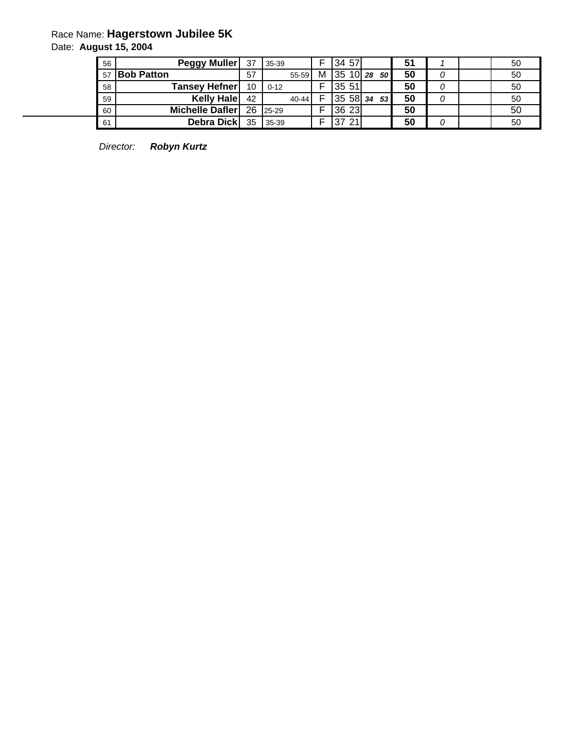Race Name: **Hagerstown Jubilee 5K**

Date: **August 15, 2004**

| | | | | | | | | | | | | | |
|---|---|---|---|---|---|---|---|---|---|---|---|---|---|
| 56 | **Peggy Muller** | 37 | 35-39 | | F | 34 | 57 | | **51** | *1* | | 50 |
| 57 | **Bob Patton** | 57 | | 55-59 | M | 35 | 10 | ***28 50*** | **50** | *0* | | 50 |
| 58 | **Tansey Hefner** | 10 | 0-12 | | F | 35 | 51 | | **50** | *0* | | 50 |
| 59 | **Kelly Hale** | 42 | | 40-44 | F | 35 | 58 | ***34 53*** | **50** | *0* | | 50 |
| 60 | **Michelle Dafler** | 26 | 25-29 | | F | 36 | 23 | | **50** | | | 50 |
| 61 | **Debra Dick** | 35 | 35-39 | | F | 37 | 21 | | **50** | *0* | | 50 |

*Director:* ***Robyn Kurtz***